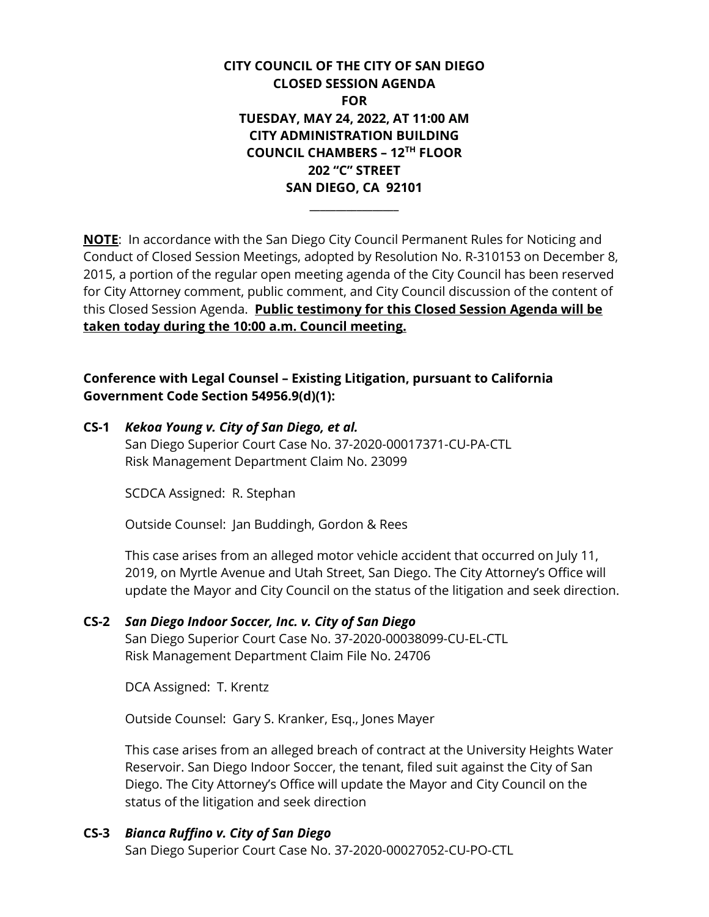**CITY COUNCIL OF THE CITY OF SAN DIEGO**
**CLOSED SESSION AGENDA**
**FOR**
**TUESDAY, MAY 24, 2022, AT 11:00 AM**
**CITY ADMINISTRATION BUILDING**
**COUNCIL CHAMBERS – 12TH FLOOR**
**202 "C" STREET**
**SAN DIEGO, CA 92101**

---

**NOTE**: In accordance with the San Diego City Council Permanent Rules for Noticing and Conduct of Closed Session Meetings, adopted by Resolution No. R-310153 on December 8, 2015, a portion of the regular open meeting agenda of the City Council has been reserved for City Attorney comment, public comment, and City Council discussion of the content of this Closed Session Agenda. **Public testimony for this Closed Session Agenda will be taken today during the 10:00 a.m. Council meeting.**

**Conference with Legal Counsel – Existing Litigation, pursuant to California Government Code Section 54956.9(d)(1):**

**CS-1** ***Kekoa Young v. City of San Diego, et al.***
San Diego Superior Court Case No. 37-2020-00017371-CU-PA-CTL
Risk Management Department Claim No. 23099

SCDCA Assigned: R. Stephan

Outside Counsel: Jan Buddingh, Gordon & Rees

This case arises from an alleged motor vehicle accident that occurred on July 11, 2019, on Myrtle Avenue and Utah Street, San Diego. The City Attorney's Office will update the Mayor and City Council on the status of the litigation and seek direction.

**CS-2** ***San Diego Indoor Soccer, Inc. v. City of San Diego***
San Diego Superior Court Case No. 37-2020-00038099-CU-EL-CTL
Risk Management Department Claim File No. 24706

DCA Assigned: T. Krentz

Outside Counsel: Gary S. Kranker, Esq., Jones Mayer

This case arises from an alleged breach of contract at the University Heights Water Reservoir. San Diego Indoor Soccer, the tenant, filed suit against the City of San Diego. The City Attorney's Office will update the Mayor and City Council on the status of the litigation and seek direction

**CS-3** ***Bianca Ruffino v. City of San Diego***
San Diego Superior Court Case No. 37-2020-00027052-CU-PO-CTL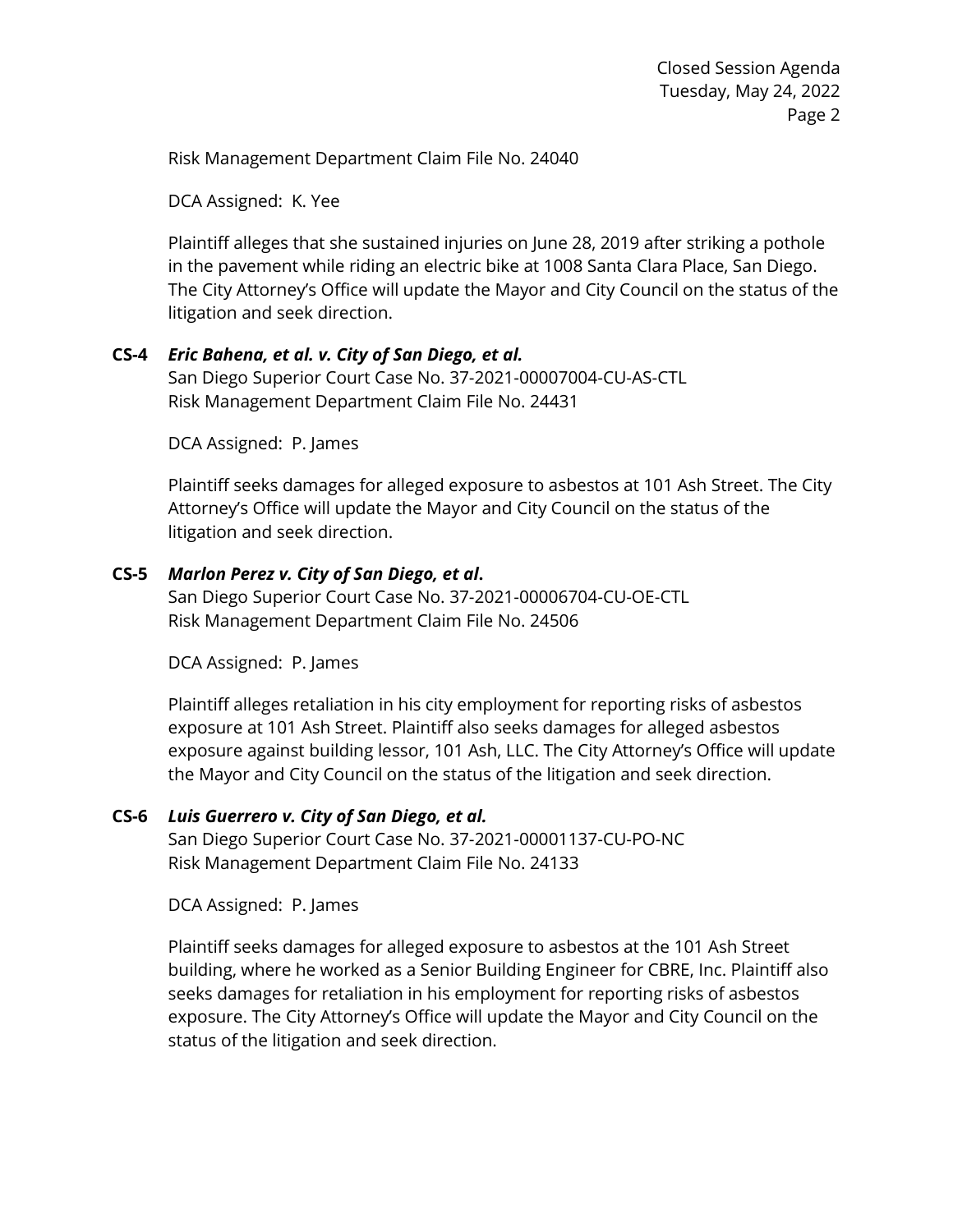Risk Management Department Claim File No. 24040

DCA Assigned: K. Yee

Plaintiff alleges that she sustained injuries on June 28, 2019 after striking a pothole in the pavement while riding an electric bike at 1008 Santa Clara Place, San Diego. The City Attorney's Office will update the Mayor and City Council on the status of the litigation and seek direction.

**CS-4** ***Eric Bahena, et al. v. City of San Diego, et al.***
San Diego Superior Court Case No. 37-2021-00007004-CU-AS-CTL
Risk Management Department Claim File No. 24431

DCA Assigned: P. James

Plaintiff seeks damages for alleged exposure to asbestos at 101 Ash Street. The City Attorney's Office will update the Mayor and City Council on the status of the litigation and seek direction.

**CS-5** ***Marlon Perez v. City of San Diego, et al*****.**
San Diego Superior Court Case No. 37-2021-00006704-CU-OE-CTL
Risk Management Department Claim File No. 24506

DCA Assigned: P. James

Plaintiff alleges retaliation in his city employment for reporting risks of asbestos exposure at 101 Ash Street. Plaintiff also seeks damages for alleged asbestos exposure against building lessor, 101 Ash, LLC. The City Attorney's Office will update the Mayor and City Council on the status of the litigation and seek direction.

**CS-6** ***Luis Guerrero v. City of San Diego, et al.***
San Diego Superior Court Case No. 37-2021-00001137-CU-PO-NC
Risk Management Department Claim File No. 24133

DCA Assigned: P. James

Plaintiff seeks damages for alleged exposure to asbestos at the 101 Ash Street building, where he worked as a Senior Building Engineer for CBRE, Inc. Plaintiff also seeks damages for retaliation in his employment for reporting risks of asbestos exposure. The City Attorney's Office will update the Mayor and City Council on the status of the litigation and seek direction.